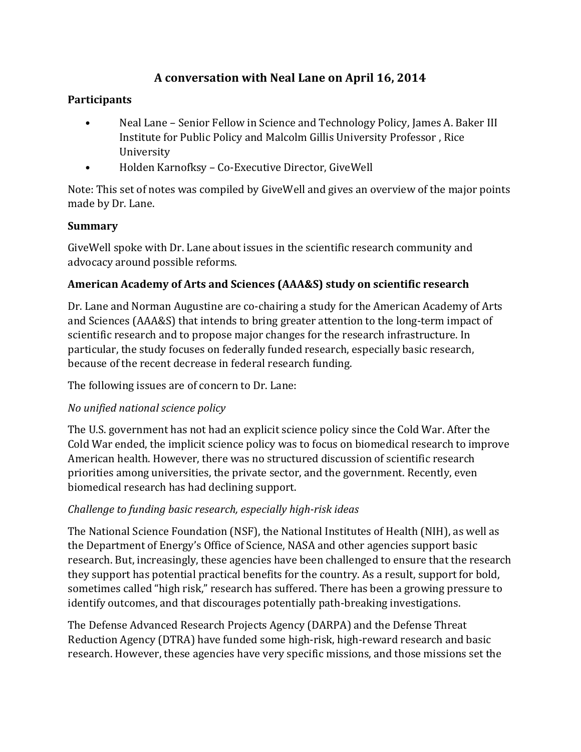# A conversation with Neal Lane on April 16, 2014

## Participants

- Neal Lane – Senior Fellow in Science and Technology Policy, James A. Baker III Institute for Public Policy and Malcolm Gillis University Professor , Rice University
- Holden Karnofksy – Co-Executive Director, GiveWell

Note: This set of notes was compiled by GiveWell and gives an overview of the major points made by Dr. Lane.

## Summary

GiveWell spoke with Dr. Lane about issues in the scientific research community and advocacy around possible reforms.

## American Academy of Arts and Sciences (AAA&S) study on scientific research

Dr. Lane and Norman Augustine are co-chairing a study for the American Academy of Arts and Sciences (AAA&S) that intends to bring greater attention to the long-term impact of scientific research and to propose major changes for the research infrastructure. In particular, the study focuses on federally funded research, especially basic research, because of the recent decrease in federal research funding.

The following issues are of concern to Dr. Lane:

### *No unified national science policy*

The U.S. government has not had an explicit science policy since the Cold War. After the Cold War ended, the implicit science policy was to focus on biomedical research to improve American health. However, there was no structured discussion of scientific research priorities among universities, the private sector, and the government. Recently, even biomedical research has had declining support.

### *Challenge to funding basic research, especially high-risk ideas*

The National Science Foundation (NSF), the National Institutes of Health (NIH), as well as the Department of Energy's Office of Science, NASA and other agencies support basic research. But, increasingly, these agencies have been challenged to ensure that the research they support has potential practical benefits for the country. As a result, support for bold, sometimes called "high risk," research has suffered. There has been a growing pressure to identify outcomes, and that discourages potentially path-breaking investigations.

The Defense Advanced Research Projects Agency (DARPA) and the Defense Threat Reduction Agency (DTRA) have funded some high-risk, high-reward research and basic research. However, these agencies have very specific missions, and those missions set the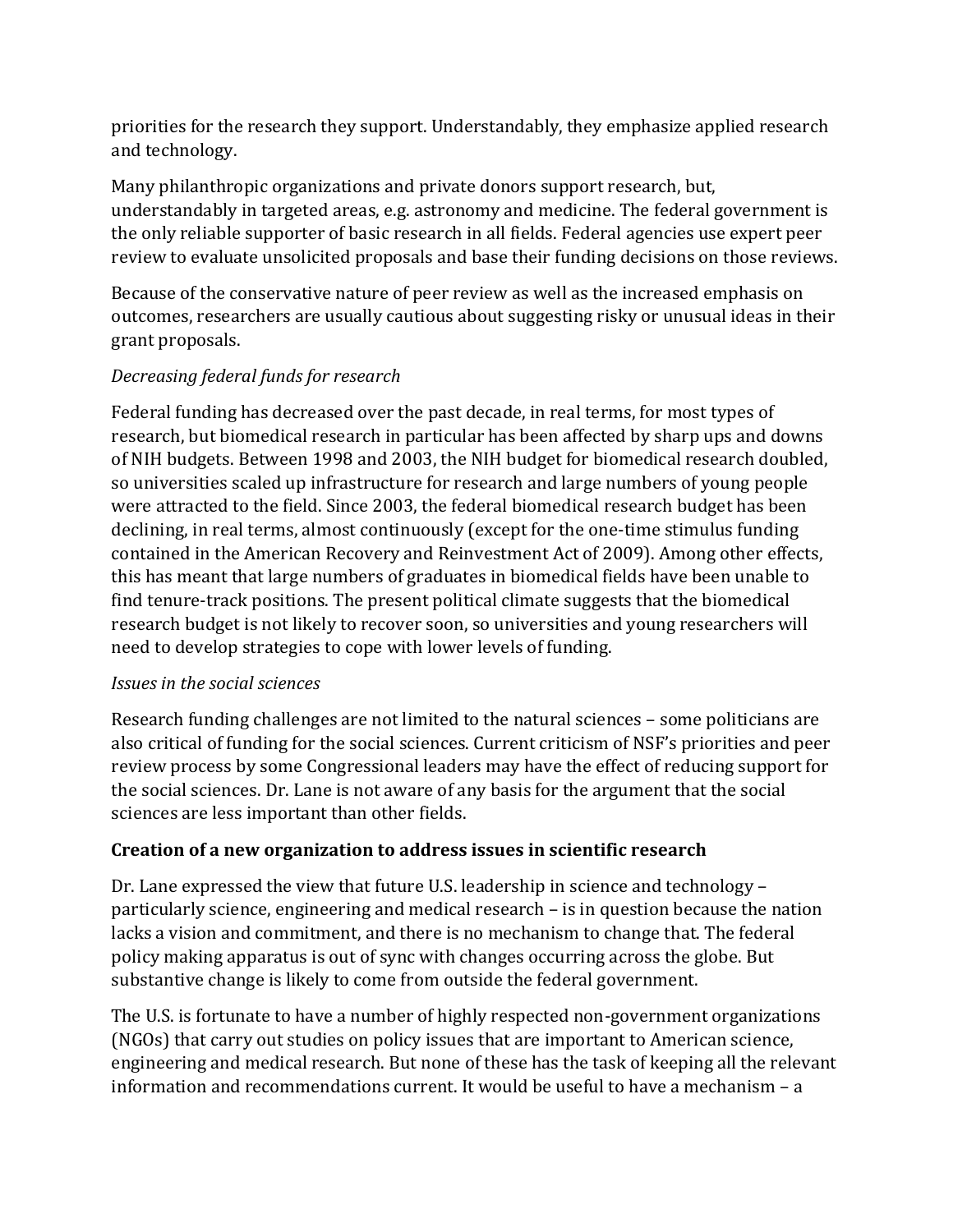priorities for the research they support. Understandably, they emphasize applied research and technology.

Many philanthropic organizations and private donors support research, but, understandably in targeted areas, e.g. astronomy and medicine. The federal government is the only reliable supporter of basic research in all fields. Federal agencies use expert peer review to evaluate unsolicited proposals and base their funding decisions on those reviews.

Because of the conservative nature of peer review as well as the increased emphasis on outcomes, researchers are usually cautious about suggesting risky or unusual ideas in their grant proposals.

*Decreasing federal funds for research*

Federal funding has decreased over the past decade, in real terms, for most types of research, but biomedical research in particular has been affected by sharp ups and downs of NIH budgets. Between 1998 and 2003, the NIH budget for biomedical research doubled, so universities scaled up infrastructure for research and large numbers of young people were attracted to the field. Since 2003, the federal biomedical research budget has been declining, in real terms, almost continuously (except for the one-time stimulus funding contained in the American Recovery and Reinvestment Act of 2009). Among other effects, this has meant that large numbers of graduates in biomedical fields have been unable to find tenure-track positions. The present political climate suggests that the biomedical research budget is not likely to recover soon, so universities and young researchers will need to develop strategies to cope with lower levels of funding.

*Issues in the social sciences*

Research funding challenges are not limited to the natural sciences – some politicians are also critical of funding for the social sciences. Current criticism of NSF's priorities and peer review process by some Congressional leaders may have the effect of reducing support for the social sciences. Dr. Lane is not aware of any basis for the argument that the social sciences are less important than other fields.

**Creation of a new organization to address issues in scientific research**

Dr. Lane expressed the view that future U.S. leadership in science and technology – particularly science, engineering and medical research – is in question because the nation lacks a vision and commitment, and there is no mechanism to change that. The federal policy making apparatus is out of sync with changes occurring across the globe. But substantive change is likely to come from outside the federal government.

The U.S. is fortunate to have a number of highly respected non-government organizations (NGOs) that carry out studies on policy issues that are important to American science, engineering and medical research. But none of these has the task of keeping all the relevant information and recommendations current. It would be useful to have a mechanism – a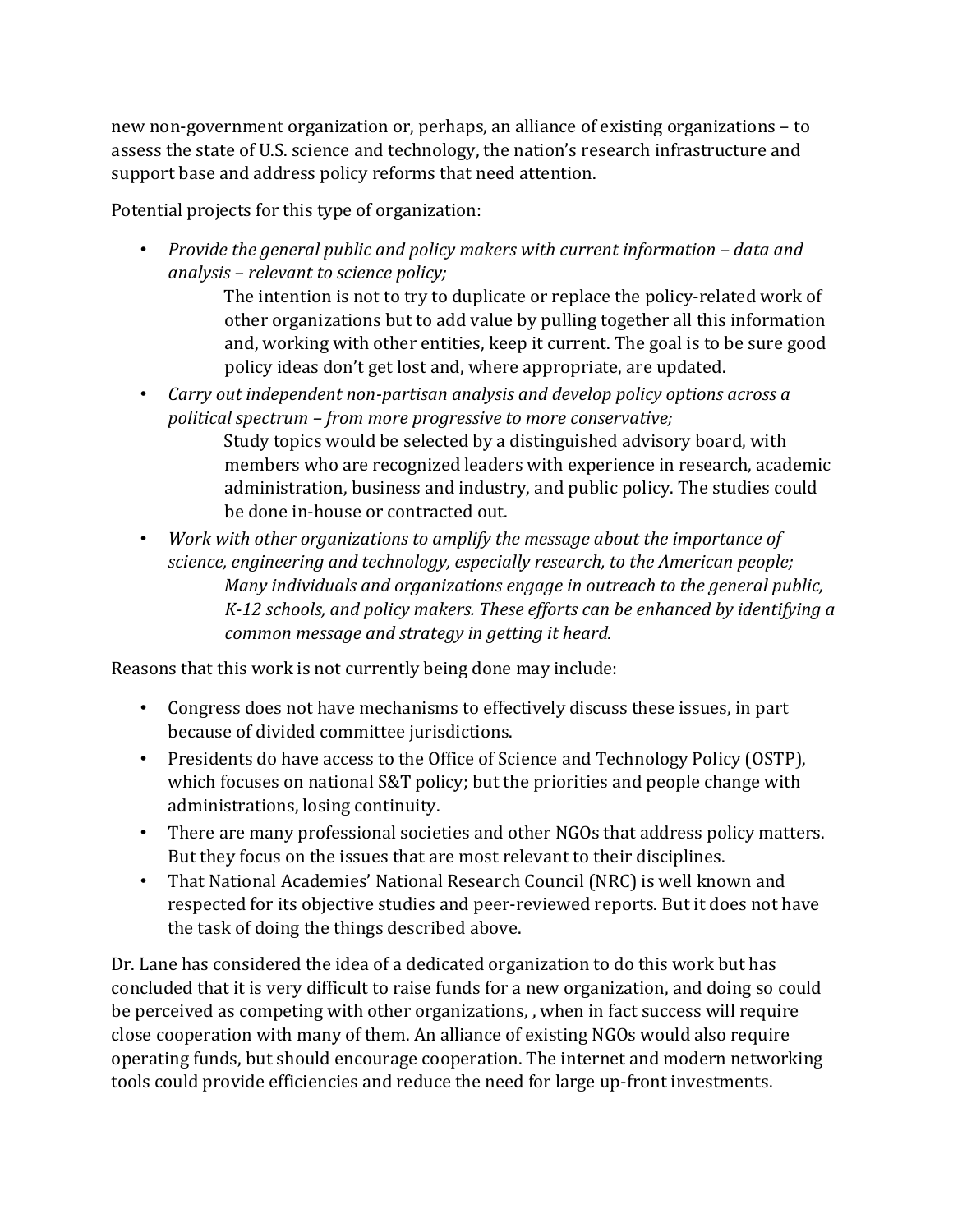new non-government organization or, perhaps, an alliance of existing organizations – to assess the state of U.S. science and technology, the nation's research infrastructure and support base and address policy reforms that need attention.

Potential projects for this type of organization:

- *Provide the general public and policy makers with current information – data and analysis – relevant to science policy;*

  The intention is not to try to duplicate or replace the policy-related work of other organizations but to add value by pulling together all this information and, working with other entities, keep it current. The goal is to be sure good policy ideas don't get lost and, where appropriate, are updated.

- *Carry out independent non-partisan analysis and develop policy options across a political spectrum – from more progressive to more conservative;*

  Study topics would be selected by a distinguished advisory board, with members who are recognized leaders with experience in research, academic administration, business and industry, and public policy. The studies could be done in-house or contracted out.

- *Work with other organizations to amplify the message about the importance of science, engineering and technology, especially research, to the American people;*

  *Many individuals and organizations engage in outreach to the general public, K-12 schools, and policy makers. These efforts can be enhanced by identifying a common message and strategy in getting it heard.*

Reasons that this work is not currently being done may include:

- Congress does not have mechanisms to effectively discuss these issues, in part because of divided committee jurisdictions.
- Presidents do have access to the Office of Science and Technology Policy (OSTP), which focuses on national S&T policy; but the priorities and people change with administrations, losing continuity.
- There are many professional societies and other NGOs that address policy matters. But they focus on the issues that are most relevant to their disciplines.
- That National Academies' National Research Council (NRC) is well known and respected for its objective studies and peer-reviewed reports. But it does not have the task of doing the things described above.

Dr. Lane has considered the idea of a dedicated organization to do this work but has concluded that it is very difficult to raise funds for a new organization, and doing so could be perceived as competing with other organizations, , when in fact success will require close cooperation with many of them. An alliance of existing NGOs would also require operating funds, but should encourage cooperation. The internet and modern networking tools could provide efficiencies and reduce the need for large up-front investments.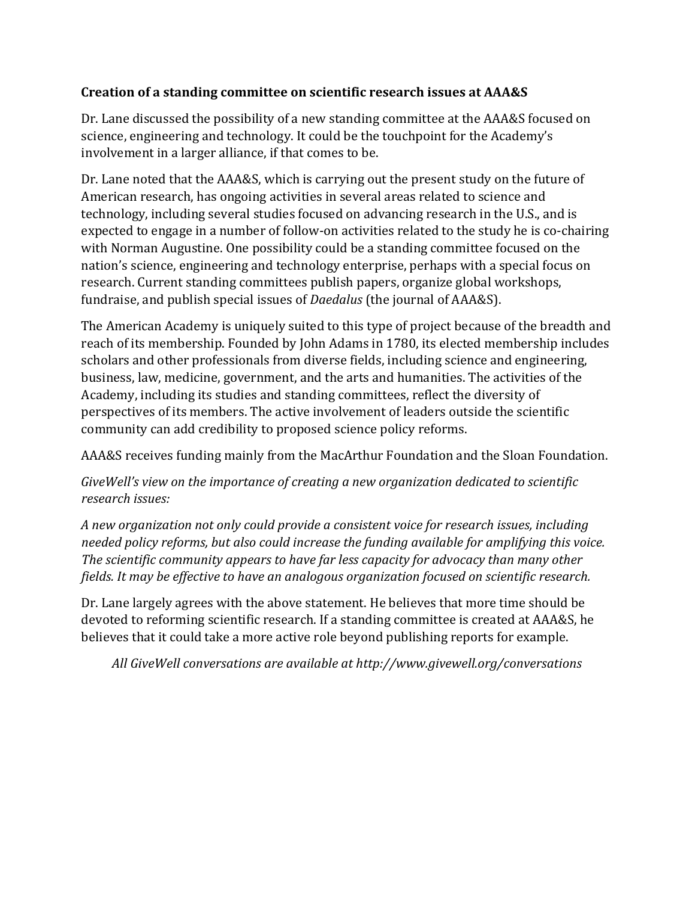**Creation of a standing committee on scientific research issues at AAA&S**

Dr. Lane discussed the possibility of a new standing committee at the AAA&S focused on science, engineering and technology. It could be the touchpoint for the Academy's involvement in a larger alliance, if that comes to be.

Dr. Lane noted that the AAA&S, which is carrying out the present study on the future of American research, has ongoing activities in several areas related to science and technology, including several studies focused on advancing research in the U.S., and is expected to engage in a number of follow-on activities related to the study he is co-chairing with Norman Augustine. One possibility could be a standing committee focused on the nation's science, engineering and technology enterprise, perhaps with a special focus on research. Current standing committees publish papers, organize global workshops, fundraise, and publish special issues of *Daedalus* (the journal of AAA&S).

The American Academy is uniquely suited to this type of project because of the breadth and reach of its membership. Founded by John Adams in 1780, its elected membership includes scholars and other professionals from diverse fields, including science and engineering, business, law, medicine, government, and the arts and humanities. The activities of the Academy, including its studies and standing committees, reflect the diversity of perspectives of its members. The active involvement of leaders outside the scientific community can add credibility to proposed science policy reforms.

AAA&S receives funding mainly from the MacArthur Foundation and the Sloan Foundation.

*GiveWell's view on the importance of creating a new organization dedicated to scientific research issues:*

*A new organization not only could provide a consistent voice for research issues, including needed policy reforms, but also could increase the funding available for amplifying this voice. The scientific community appears to have far less capacity for advocacy than many other fields. It may be effective to have an analogous organization focused on scientific research.*

Dr. Lane largely agrees with the above statement. He believes that more time should be devoted to reforming scientific research. If a standing committee is created at AAA&S, he believes that it could take a more active role beyond publishing reports for example.

*All GiveWell conversations are available at http://www.givewell.org/conversations*